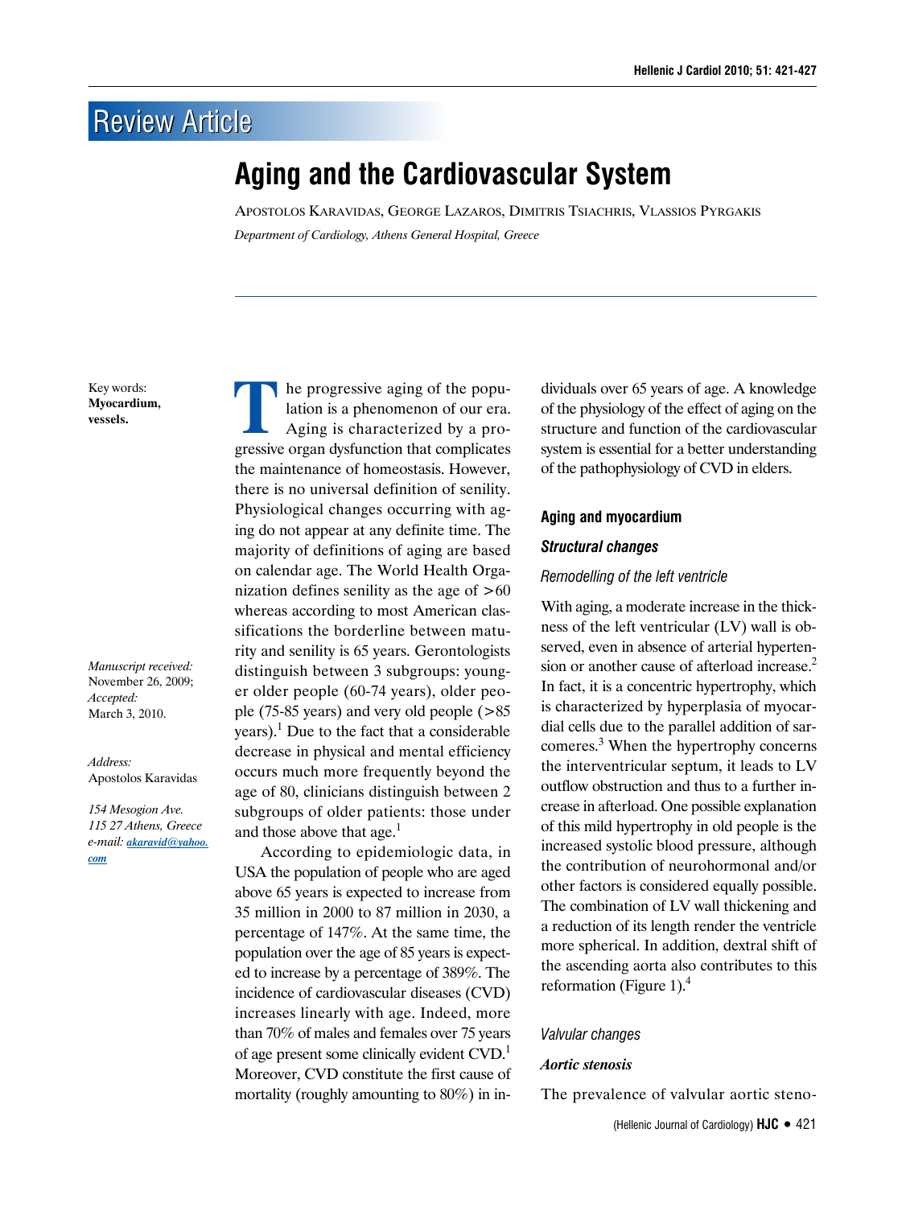Review Article

# Aging and the Cardiovascular System

Apostolos Karavidas, George Lazaros, Dimitris Tsiachris, Vlassios Pyrgakis

*Department of Cardiology, Athens General Hospital, Greece*

Key words: **Myocardium, vessels.**

*Manuscript received:* November 26, 2009; *Accepted:* March 3, 2010.

*Address:* Apostolos Karavidas

*154 Mesogion Ave. 115 27 Athens, Greece e-mail: akaravid@yahoo.com*

The progressive aging of the population is a phenomenon of our era. Aging is characterized by a progressive organ dysfunction that complicates the maintenance of homeostasis. However, there is no universal definition of senility. Physiological changes occurring with aging do not appear at any definite time. The majority of definitions of aging are based on calendar age. The World Health Organization defines senility as the age of >60 whereas according to most American classifications the borderline between maturity and senility is 65 years. Gerontologists distinguish between 3 subgroups: younger older people (60-74 years), older people (75-85 years) and very old people (>85 years).[1] Due to the fact that a considerable decrease in physical and mental efficiency occurs much more frequently beyond the age of 80, clinicians distinguish between 2 subgroups of older patients: those under and those above that age.[1]

According to epidemiologic data, in USA the population of people who are aged above 65 years is expected to increase from 35 million in 2000 to 87 million in 2030, a percentage of 147%. At the same time, the population over the age of 85 years is expected to increase by a percentage of 389%. The incidence of cardiovascular diseases (CVD) increases linearly with age. Indeed, more than 70% of males and females over 75 years of age present some clinically evident CVD.[1] Moreover, CVD constitute the first cause of mortality (roughly amounting to 80%) in individuals over 65 years of age. A knowledge of the physiology of the effect of aging on the structure and function of the cardiovascular system is essential for a better understanding of the pathophysiology of CVD in elders.

## Aging and myocardium

### *Structural changes*

#### *Remodelling of the left ventricle*

With aging, a moderate increase in the thickness of the left ventricular (LV) wall is observed, even in absence of arterial hypertension or another cause of afterload increase.[2] In fact, it is a concentric hypertrophy, which is characterized by hyperplasia of myocardial cells due to the parallel addition of sarcomeres.[3] When the hypertrophy concerns the interventricular septum, it leads to LV outflow obstruction and thus to a further increase in afterload. One possible explanation of this mild hypertrophy in old people is the increased systolic blood pressure, although the contribution of neurohormonal and/or other factors is considered equally possible. The combination of LV wall thickening and a reduction of its length render the ventricle more spherical. In addition, dextral shift of the ascending aorta also contributes to this reformation (Figure 1).[4]

#### *Valvular changes*

***Aortic stenosis***

The prevalence of valvular aortic steno-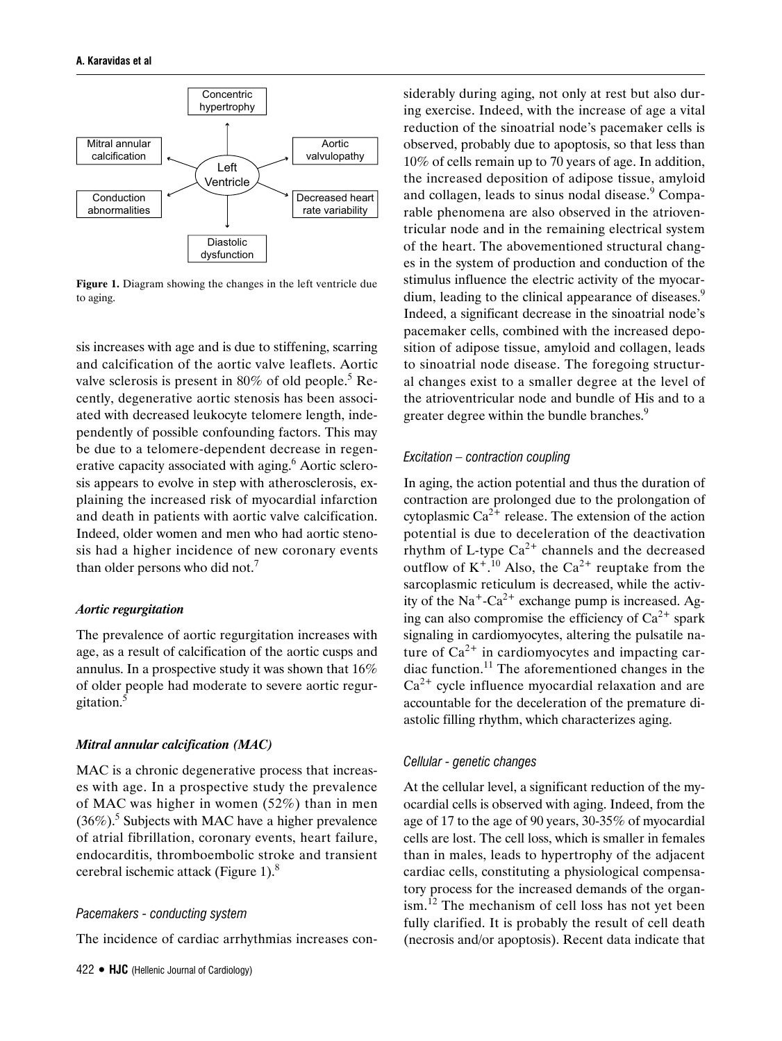Concentric hypertrophy

Mitral annular calcification

Aortic valvulopathy

Left Ventricle

Conduction abnormalities

Decreased heart rate variability

Diastolic dysfunction

**Figure 1.** Diagram showing the changes in the left ventricle due to aging.

sis increases with age and is due to stiffening, scarring and calcification of the aortic valve leaflets. Aortic valve sclerosis is present in 80% of old people.[5] Recently, degenerative aortic stenosis has been associated with decreased leukocyte telomere length, independently of possible confounding factors. This may be due to a telomere-dependent decrease in regenerative capacity associated with aging.[6] Aortic sclerosis appears to evolve in step with atherosclerosis, explaining the increased risk of myocardial infarction and death in patients with aortic valve calcification. Indeed, older women and men who had aortic stenosis had a higher incidence of new coronary events than older persons who did not.[7]

### *Aortic regurgitation*

The prevalence of aortic regurgitation increases with age, as a result of calcification of the aortic cusps and annulus. In a prospective study it was shown that 16% of older people had moderate to severe aortic regurgitation.[5]

### *Mitral annular calcification (MAC)*

MAC is a chronic degenerative process that increases with age. In a prospective study the prevalence of MAC was higher in women (52%) than in men (36%).[5] Subjects with MAC have a higher prevalence of atrial fibrillation, coronary events, heart failure, endocarditis, thromboembolic stroke and transient cerebral ischemic attack (Figure 1).[8]

### *Pacemakers - conducting system*

The incidence of cardiac arrhythmias increases considerably during aging, not only at rest but also during exercise. Indeed, with the increase of age a vital reduction of the sinoatrial node's pacemaker cells is observed, probably due to apoptosis, so that less than 10% of cells remain up to 70 years of age. In addition, the increased deposition of adipose tissue, amyloid and collagen, leads to sinus nodal disease.[9] Comparable phenomena are also observed in the atrioventricular node and in the remaining electrical system of the heart. The abovementioned structural changes in the system of production and conduction of the stimulus influence the electric activity of the myocardium, leading to the clinical appearance of diseases.[9] Indeed, a significant decrease in the sinoatrial node's pacemaker cells, combined with the increased deposition of adipose tissue, amyloid and collagen, leads to sinoatrial node disease. The foregoing structural changes exist to a smaller degree at the level of the atrioventricular node and bundle of His and to a greater degree within the bundle branches.[9]

### *Excitation – contraction coupling*

In aging, the action potential and thus the duration of contraction are prolonged due to the prolongation of cytoplasmic $Ca^{2+}$ release. The extension of the action potential is due to deceleration of the deactivation rhythm of L-type $Ca^{2+}$ channels and the decreased outflow of $K^+$.[10] Also, the $Ca^{2+}$ reuptake from the sarcoplasmic reticulum is decreased, while the activity of the $Na^+$-$Ca^{2+}$ exchange pump is increased. Aging can also compromise the efficiency of $Ca^{2+}$ spark signaling in cardiomyocytes, altering the pulsatile nature of $Ca^{2+}$ in cardiomyocytes and impacting cardiac function.[11] The aforementioned changes in the $Ca^{2+}$ cycle influence myocardial relaxation and are accountable for the deceleration of the premature diastolic filling rhythm, which characterizes aging.

### *Cellular - genetic changes*

At the cellular level, a significant reduction of the myocardial cells is observed with aging. Indeed, from the age of 17 to the age of 90 years, 30-35% of myocardial cells are lost. The cell loss, which is smaller in females than in males, leads to hypertrophy of the adjacent cardiac cells, constituting a physiological compensatory process for the increased demands of the organism.[12] The mechanism of cell loss has not yet been fully clarified. It is probably the result of cell death (necrosis and/or apoptosis). Recent data indicate that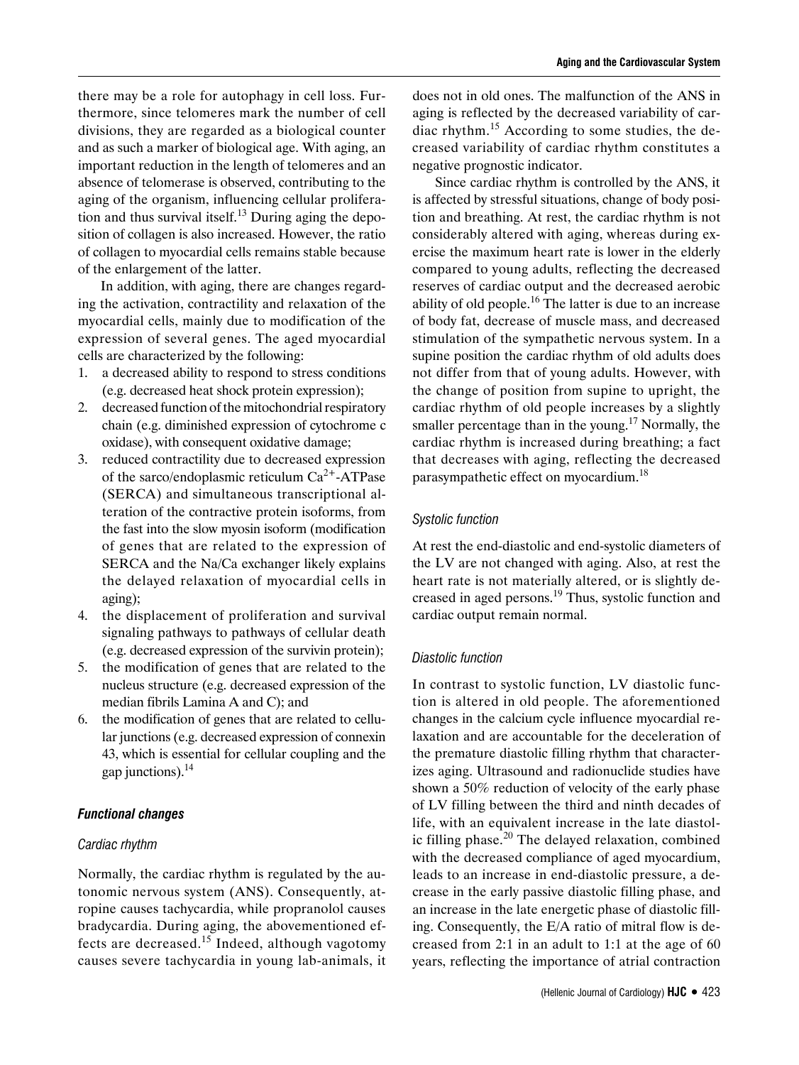there may be a role for autophagy in cell loss. Furthermore, since telomeres mark the number of cell divisions, they are regarded as a biological counter and as such a marker of biological age. With aging, an important reduction in the length of telomeres and an absence of telomerase is observed, contributing to the aging of the organism, influencing cellular proliferation and thus survival itself.[13] During aging the deposition of collagen is also increased. However, the ratio of collagen to myocardial cells remains stable because of the enlargement of the latter.

In addition, with aging, there are changes regarding the activation, contractility and relaxation of the myocardial cells, mainly due to modification of the expression of several genes. The aged myocardial cells are characterized by the following:

1. a decreased ability to respond to stress conditions (e.g. decreased heat shock protein expression);
2. decreased function of the mitochondrial respiratory chain (e.g. diminished expression of cytochrome c oxidase), with consequent oxidative damage;
3. reduced contractility due to decreased expression of the sarco/endoplasmic reticulum $Ca^{2+}$-ATPase (SERCA) and simultaneous transcriptional alteration of the contractive protein isoforms, from the fast into the slow myosin isoform (modification of genes that are related to the expression of SERCA and the Na/Ca exchanger likely explains the delayed relaxation of myocardial cells in aging);
4. the displacement of proliferation and survival signaling pathways to pathways of cellular death (e.g. decreased expression of the survivin protein);
5. the modification of genes that are related to the nucleus structure (e.g. decreased expression of the median fibrils Lamina A and C); and
6. the modification of genes that are related to cellular junctions (e.g. decreased expression of connexin 43, which is essential for cellular coupling and the gap junctions).[14]

### Functional changes

#### Cardiac rhythm

Normally, the cardiac rhythm is regulated by the autonomic nervous system (ANS). Consequently, atropine causes tachycardia, while propranolol causes bradycardia. During aging, the abovementioned effects are decreased.[15] Indeed, although vagotomy causes severe tachycardia in young lab-animals, it does not in old ones. The malfunction of the ANS in aging is reflected by the decreased variability of cardiac rhythm.[15] According to some studies, the decreased variability of cardiac rhythm constitutes a negative prognostic indicator.

Since cardiac rhythm is controlled by the ANS, it is affected by stressful situations, change of body position and breathing. At rest, the cardiac rhythm is not considerably altered with aging, whereas during exercise the maximum heart rate is lower in the elderly compared to young adults, reflecting the decreased reserves of cardiac output and the decreased aerobic ability of old people.[16] The latter is due to an increase of body fat, decrease of muscle mass, and decreased stimulation of the sympathetic nervous system. In a supine position the cardiac rhythm of old adults does not differ from that of young adults. However, with the change of position from supine to upright, the cardiac rhythm of old people increases by a slightly smaller percentage than in the young.[17] Normally, the cardiac rhythm is increased during breathing; a fact that decreases with aging, reflecting the decreased parasympathetic effect on myocardium.[18]

#### Systolic function

At rest the end-diastolic and end-systolic diameters of the LV are not changed with aging. Also, at rest the heart rate is not materially altered, or is slightly decreased in aged persons.[19] Thus, systolic function and cardiac output remain normal.

#### Diastolic function

In contrast to systolic function, LV diastolic function is altered in old people. The aforementioned changes in the calcium cycle influence myocardial relaxation and are accountable for the deceleration of the premature diastolic filling rhythm that characterizes aging. Ultrasound and radionuclide studies have shown a 50% reduction of velocity of the early phase of LV filling between the third and ninth decades of life, with an equivalent increase in the late diastolic filling phase.[20] The delayed relaxation, combined with the decreased compliance of aged myocardium, leads to an increase in end-diastolic pressure, a decrease in the early passive diastolic filling phase, and an increase in the late energetic phase of diastolic filling. Consequently, the E/A ratio of mitral flow is decreased from 2:1 in an adult to 1:1 at the age of 60 years, reflecting the importance of atrial contraction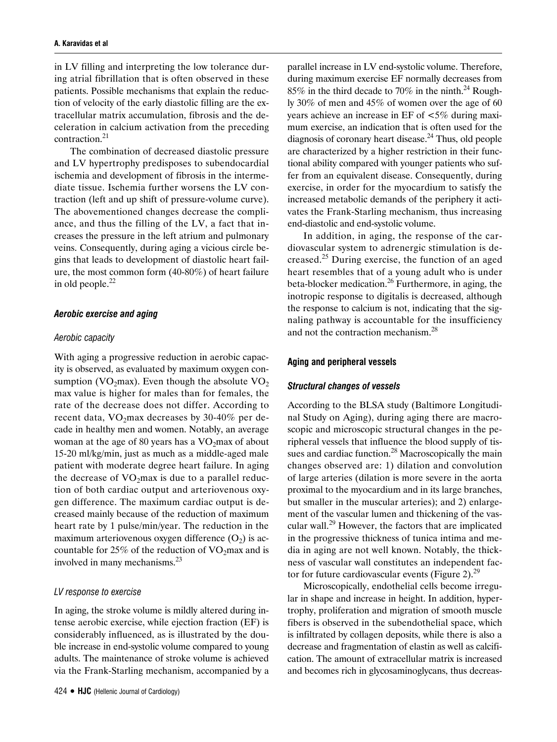in LV filling and interpreting the low tolerance during atrial fibrillation that is often observed in these patients. Possible mechanisms that explain the reduction of velocity of the early diastolic filling are the extracellular matrix accumulation, fibrosis and the deceleration in calcium activation from the preceding contraction.[21]

The combination of decreased diastolic pressure and LV hypertrophy predisposes to subendocardial ischemia and development of fibrosis in the intermediate tissue. Ischemia further worsens the LV contraction (left and up shift of pressure-volume curve). The abovementioned changes decrease the compliance, and thus the filling of the LV, a fact that increases the pressure in the left atrium and pulmonary veins. Consequently, during aging a vicious circle begins that leads to development of diastolic heart failure, the most common form (40-80%) of heart failure in old people.[22]

### *Aerobic exercise and aging*

#### *Aerobic capacity*

With aging a progressive reduction in aerobic capacity is observed, as evaluated by maximum oxygen consumption ($VO_2$max). Even though the absolute $VO_2$ max value is higher for males than for females, the rate of the decrease does not differ. According to recent data, $VO_2$max decreases by 30-40% per decade in healthy men and women. Notably, an average woman at the age of 80 years has a $VO_2$max of about 15-20 ml/kg/min, just as much as a middle-aged male patient with moderate degree heart failure. In aging the decrease of $VO_2$max is due to a parallel reduction of both cardiac output and arteriovenous oxygen difference. The maximum cardiac output is decreased mainly because of the reduction of maximum heart rate by 1 pulse/min/year. The reduction in the maximum arteriovenous oxygen difference ($O_2$) is accountable for 25% of the reduction of $VO_2$max and is involved in many mechanisms.[23]

#### *LV response to exercise*

In aging, the stroke volume is mildly altered during intense aerobic exercise, while ejection fraction (EF) is considerably influenced, as is illustrated by the double increase in end-systolic volume compared to young adults. The maintenance of stroke volume is achieved via the Frank-Starling mechanism, accompanied by a parallel increase in LV end-systolic volume. Therefore, during maximum exercise EF normally decreases from 85% in the third decade to 70% in the ninth.[24] Roughly 30% of men and 45% of women over the age of 60 years achieve an increase in EF of <5% during maximum exercise, an indication that is often used for the diagnosis of coronary heart disease.[24] Thus, old people are characterized by a higher restriction in their functional ability compared with younger patients who suffer from an equivalent disease. Consequently, during exercise, in order for the myocardium to satisfy the increased metabolic demands of the periphery it activates the Frank-Starling mechanism, thus increasing end-diastolic and end-systolic volume.

In addition, in aging, the response of the cardiovascular system to adrenergic stimulation is decreased.[25] During exercise, the function of an aged heart resembles that of a young adult who is under beta-blocker medication.[26] Furthermore, in aging, the inotropic response to digitalis is decreased, although the response to calcium is not, indicating that the signaling pathway is accountable for the insufficiency and not the contraction mechanism.[28]

## Aging and peripheral vessels

### *Structural changes of vessels*

According to the BLSA study (Baltimore Longitudinal Study on Aging), during aging there are macroscopic and microscopic structural changes in the peripheral vessels that influence the blood supply of tissues and cardiac function.[28] Macroscopically the main changes observed are: 1) dilation and convolution of large arteries (dilation is more severe in the aorta proximal to the myocardium and in its large branches, but smaller in the muscular arteries); and 2) enlargement of the vascular lumen and thickening of the vascular wall.[29] However, the factors that are implicated in the progressive thickness of tunica intima and media in aging are not well known. Notably, the thickness of vascular wall constitutes an independent factor for future cardiovascular events (Figure 2).[29]

Microscopically, endothelial cells become irregular in shape and increase in height. In addition, hypertrophy, proliferation and migration of smooth muscle fibers is observed in the subendothelial space, which is infiltrated by collagen deposits, while there is also a decrease and fragmentation of elastin as well as calcification. The amount of extracellular matrix is increased and becomes rich in glycosaminoglycans, thus decreas-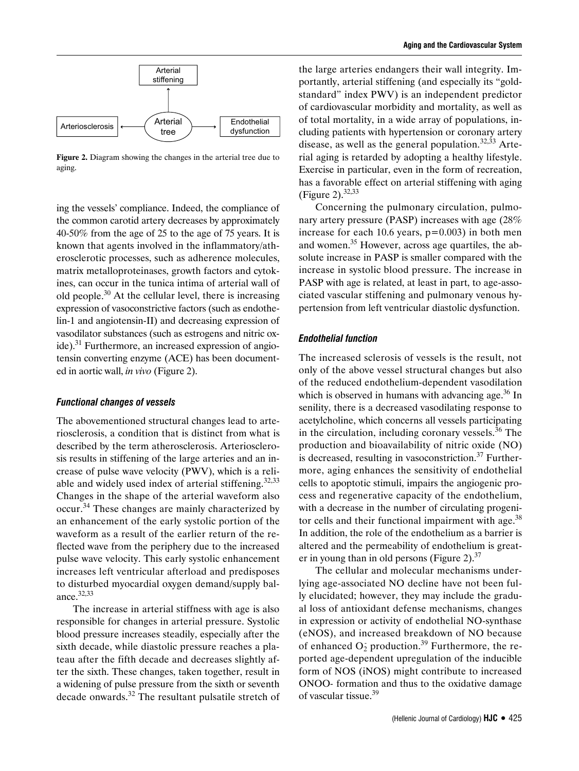Arterial stiffening

Arteriosclerosis ← Arterial tree → Endothelial dysfunction

**Figure 2.** Diagram showing the changes in the arterial tree due to aging.

ing the vessels' compliance. Indeed, the compliance of the common carotid artery decreases by approximately 40-50% from the age of 25 to the age of 75 years. It is known that agents involved in the inflammatory/atherosclerotic processes, such as adherence molecules, matrix metalloproteinases, growth factors and cytokines, can occur in the tunica intima of arterial wall of old people.[30] At the cellular level, there is increasing expression of vasoconstrictive factors (such as endothelin-1 and angiotensin-II) and decreasing expression of vasodilator substances (such as estrogens and nitric oxide).[31] Furthermore, an increased expression of angiotensin converting enzyme (ACE) has been documented in aortic wall, *in vivo* (Figure 2).

### Functional changes of vessels

The abovementioned structural changes lead to arteriosclerosis, a condition that is distinct from what is described by the term atherosclerosis. Arteriosclerosis results in stiffening of the large arteries and an increase of pulse wave velocity (PWV), which is a reliable and widely used index of arterial stiffening.[32,33] Changes in the shape of the arterial waveform also occur.[34] These changes are mainly characterized by an enhancement of the early systolic portion of the waveform as a result of the earlier return of the reflected wave from the periphery due to the increased pulse wave velocity. This early systolic enhancement increases left ventricular afterload and predisposes to disturbed myocardial oxygen demand/supply balance.[32,33]

The increase in arterial stiffness with age is also responsible for changes in arterial pressure. Systolic blood pressure increases steadily, especially after the sixth decade, while diastolic pressure reaches a plateau after the fifth decade and decreases slightly after the sixth. These changes, taken together, result in a widening of pulse pressure from the sixth or seventh decade onwards.[32] The resultant pulsatile stretch of the large arteries endangers their wall integrity. Importantly, arterial stiffening (and especially its "gold-standard" index PWV) is an independent predictor of cardiovascular morbidity and mortality, as well as of total mortality, in a wide array of populations, including patients with hypertension or coronary artery disease, as well as the general population.[32,33] Arterial aging is retarded by adopting a healthy lifestyle. Exercise in particular, even in the form of recreation, has a favorable effect on arterial stiffening with aging (Figure 2).[32,33]

Concerning the pulmonary circulation, pulmonary artery pressure (PASP) increases with age (28% increase for each 10.6 years, $p=0.003$) in both men and women.[35] However, across age quartiles, the absolute increase in PASP is smaller compared with the increase in systolic blood pressure. The increase in PASP with age is related, at least in part, to age-associated vascular stiffening and pulmonary venous hypertension from left ventricular diastolic dysfunction.

### Endothelial function

The increased sclerosis of vessels is the result, not only of the above vessel structural changes but also of the reduced endothelium-dependent vasodilation which is observed in humans with advancing age.[36] In senility, there is a decreased vasodilating response to acetylcholine, which concerns all vessels participating in the circulation, including coronary vessels.[36] The production and bioavailability of nitric oxide (NO) is decreased, resulting in vasoconstriction.[37] Furthermore, aging enhances the sensitivity of endothelial cells to apoptotic stimuli, impairs the angiogenic process and regenerative capacity of the endothelium, with a decrease in the number of circulating progenitor cells and their functional impairment with age.[38] In addition, the role of the endothelium as a barrier is altered and the permeability of endothelium is greater in young than in old persons (Figure 2).[37]

The cellular and molecular mechanisms underlying age-associated NO decline have not been fully elucidated; however, they may include the gradual loss of antioxidant defense mechanisms, changes in expression or activity of endothelial NO-synthase (eNOS), and increased breakdown of NO because of enhanced $O_2^-$ production.[39] Furthermore, the reported age-dependent upregulation of the inducible form of NOS (iNOS) might contribute to increased ONOO- formation and thus to the oxidative damage of vascular tissue.[39]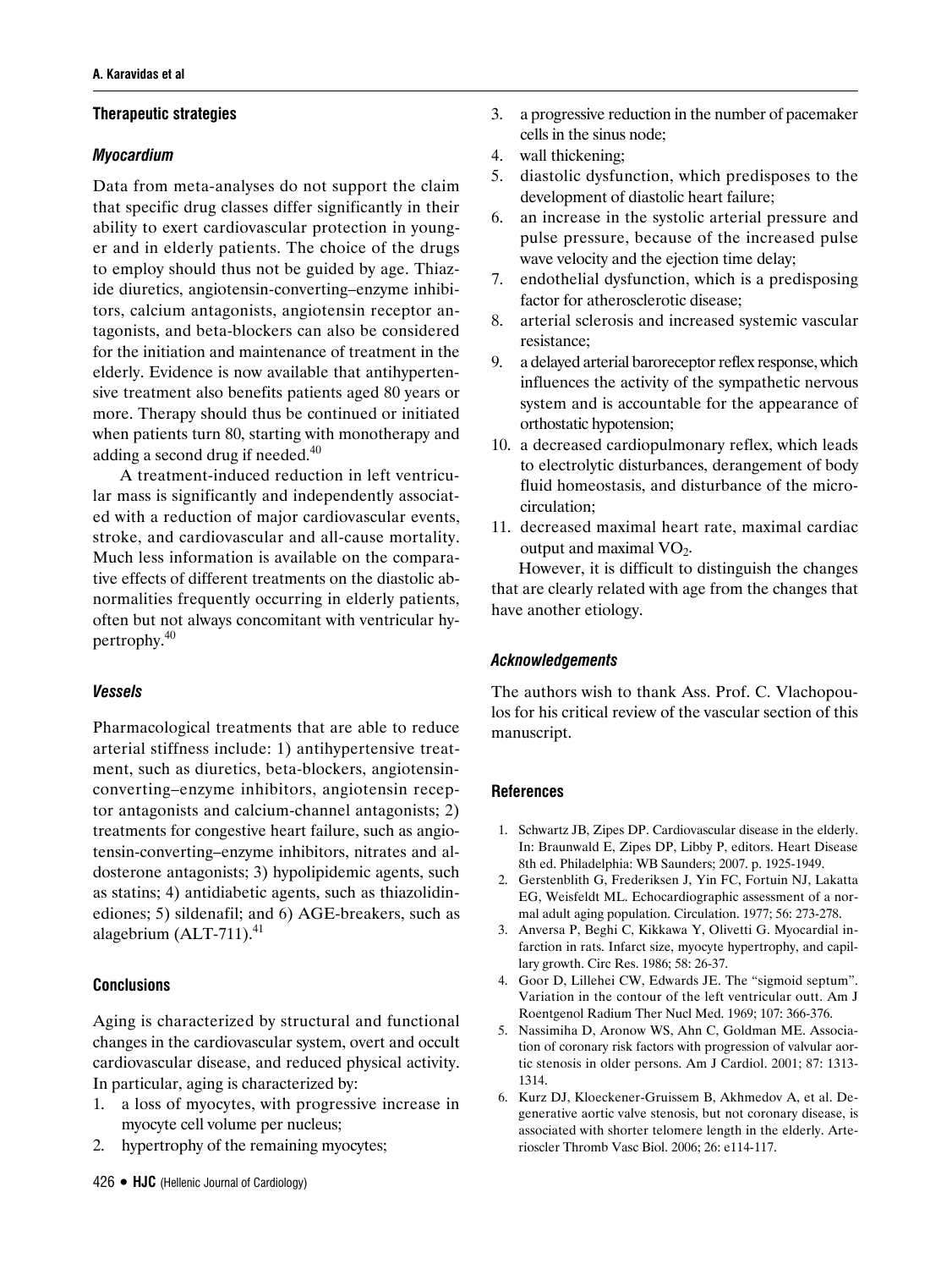## Therapeutic strategies

### *Myocardium*

Data from meta-analyses do not support the claim that specific drug classes differ significantly in their ability to exert cardiovascular protection in younger and in elderly patients. The choice of the drugs to employ should thus not be guided by age. Thiazide diuretics, angiotensin-converting–enzyme inhibitors, calcium antagonists, angiotensin receptor antagonists, and beta-blockers can also be considered for the initiation and maintenance of treatment in the elderly. Evidence is now available that antihypertensive treatment also benefits patients aged 80 years or more. Therapy should thus be continued or initiated when patients turn 80, starting with monotherapy and adding a second drug if needed.[40]

A treatment-induced reduction in left ventricular mass is significantly and independently associated with a reduction of major cardiovascular events, stroke, and cardiovascular and all-cause mortality. Much less information is available on the comparative effects of different treatments on the diastolic abnormalities frequently occurring in elderly patients, often but not always concomitant with ventricular hypertrophy.[40]

### *Vessels*

Pharmacological treatments that are able to reduce arterial stiffness include: 1) antihypertensive treatment, such as diuretics, beta-blockers, angiotensin-converting–enzyme inhibitors, angiotensin receptor antagonists and calcium-channel antagonists; 2) treatments for congestive heart failure, such as angiotensin-converting–enzyme inhibitors, nitrates and aldosterone antagonists; 3) hypolipidemic agents, such as statins; 4) antidiabetic agents, such as thiazolidinediones; 5) sildenafil; and 6) AGE-breakers, such as alagebrium (ALT-711).[41]

## Conclusions

Aging is characterized by structural and functional changes in the cardiovascular system, overt and occult cardiovascular disease, and reduced physical activity. In particular, aging is characterized by:

1. a loss of myocytes, with progressive increase in myocyte cell volume per nucleus;
2. hypertrophy of the remaining myocytes;
3. a progressive reduction in the number of pacemaker cells in the sinus node;
4. wall thickening;
5. diastolic dysfunction, which predisposes to the development of diastolic heart failure;
6. an increase in the systolic arterial pressure and pulse pressure, because of the increased pulse wave velocity and the ejection time delay;
7. endothelial dysfunction, which is a predisposing factor for atherosclerotic disease;
8. arterial sclerosis and increased systemic vascular resistance;
9. a delayed arterial baroreceptor reflex response, which influences the activity of the sympathetic nervous system and is accountable for the appearance of orthostatic hypotension;
10. a decreased cardiopulmonary reflex, which leads to electrolytic disturbances, derangement of body fluid homeostasis, and disturbance of the microcirculation;
11. decreased maximal heart rate, maximal cardiac output and maximal $VO_2$.

However, it is difficult to distinguish the changes that are clearly related with age from the changes that have another etiology.

### *Acknowledgements*

The authors wish to thank Ass. Prof. C. Vlachopoulos for his critical review of the vascular section of this manuscript.

## References

1. Schwartz JB, Zipes DP. Cardiovascular disease in the elderly. In: Braunwald E, Zipes DP, Libby P, editors. Heart Disease 8th ed. Philadelphia: WB Saunders; 2007. p. 1925-1949.
2. Gerstenblith G, Frederiksen J, Yin FC, Fortuin NJ, Lakatta EG, Weisfeldt ML. Echocardiographic assessment of a normal adult aging population. Circulation. 1977; 56: 273-278.
3. Anversa P, Beghi C, Kikkawa Y, Olivetti G. Myocardial infarction in rats. Infarct size, myocyte hypertrophy, and capillary growth. Circ Res. 1986; 58: 26-37.
4. Goor D, Lillehei CW, Edwards JE. The "sigmoid septum". Variation in the contour of the left ventricular outt. Am J Roentgenol Radium Ther Nucl Med. 1969; 107: 366-376.
5. Nassimiha D, Aronow WS, Ahn C, Goldman ME. Association of coronary risk factors with progression of valvular aortic stenosis in older persons. Am J Cardiol. 2001; 87: 1313-1314.
6. Kurz DJ, Kloeckener-Gruissem B, Akhmedov A, et al. Degenerative aortic valve stenosis, but not coronary disease, is associated with shorter telomere length in the elderly. Arterioscler Thromb Vasc Biol. 2006; 26: e114-117.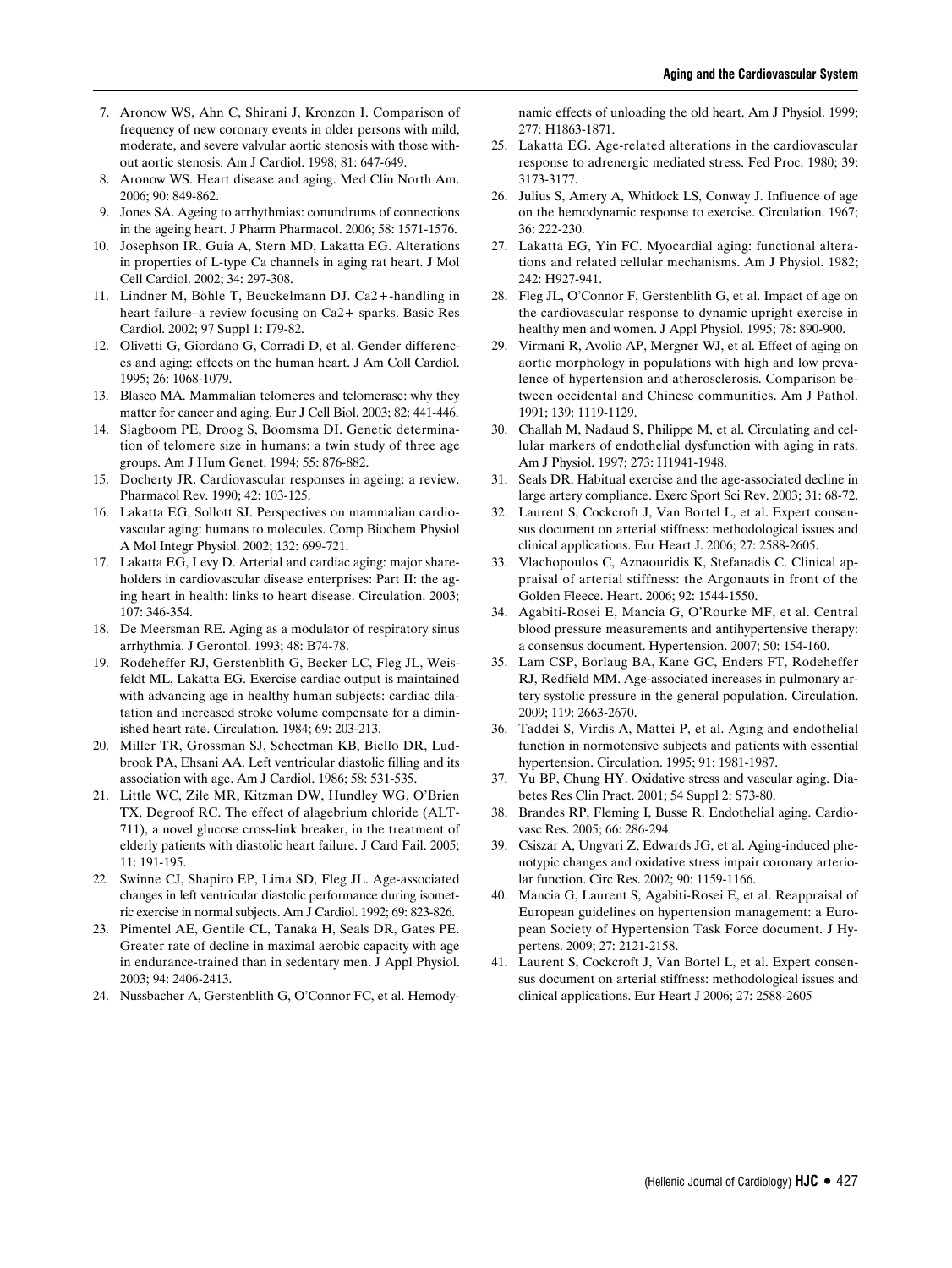7. Aronow WS, Ahn C, Shirani J, Kronzon I. Comparison of frequency of new coronary events in older persons with mild, moderate, and severe valvular aortic stenosis with those without aortic stenosis. Am J Cardiol. 1998; 81: 647-649.
8. Aronow WS. Heart disease and aging. Med Clin North Am. 2006; 90: 849-862.
9. Jones SA. Ageing to arrhythmias: conundrums of connections in the ageing heart. J Pharm Pharmacol. 2006; 58: 1571-1576.
10. Josephson IR, Guia A, Stern MD, Lakatta EG. Alterations in properties of L-type Ca channels in aging rat heart. J Mol Cell Cardiol. 2002; 34: 297-308.
11. Lindner M, Böhle T, Beuckelmann DJ. Ca2+-handling in heart failure–a review focusing on Ca2+ sparks. Basic Res Cardiol. 2002; 97 Suppl 1: I79-82.
12. Olivetti G, Giordano G, Corradi D, et al. Gender differences and aging: effects on the human heart. J Am Coll Cardiol. 1995; 26: 1068-1079.
13. Blasco MA. Mammalian telomeres and telomerase: why they matter for cancer and aging. Eur J Cell Biol. 2003; 82: 441-446.
14. Slagboom PE, Droog S, Boomsma DI. Genetic determination of telomere size in humans: a twin study of three age groups. Am J Hum Genet. 1994; 55: 876-882.
15. Docherty JR. Cardiovascular responses in ageing: a review. Pharmacol Rev. 1990; 42: 103-125.
16. Lakatta EG, Sollott SJ. Perspectives on mammalian cardiovascular aging: humans to molecules. Comp Biochem Physiol A Mol Integr Physiol. 2002; 132: 699-721.
17. Lakatta EG, Levy D. Arterial and cardiac aging: major shareholders in cardiovascular disease enterprises: Part II: the aging heart in health: links to heart disease. Circulation. 2003; 107: 346-354.
18. De Meersman RE. Aging as a modulator of respiratory sinus arrhythmia. J Gerontol. 1993; 48: B74-78.
19. Rodeheffer RJ, Gerstenblith G, Becker LC, Fleg JL, Weisfeldt ML, Lakatta EG. Exercise cardiac output is maintained with advancing age in healthy human subjects: cardiac dilatation and increased stroke volume compensate for a diminished heart rate. Circulation. 1984; 69: 203-213.
20. Miller TR, Grossman SJ, Schectman KB, Biello DR, Ludbrook PA, Ehsani AA. Left ventricular diastolic filling and its association with age. Am J Cardiol. 1986; 58: 531-535.
21. Little WC, Zile MR, Kitzman DW, Hundley WG, O'Brien TX, Degroof RC. The effect of alagebrium chloride (ALT-711), a novel glucose cross-link breaker, in the treatment of elderly patients with diastolic heart failure. J Card Fail. 2005; 11: 191-195.
22. Swinne CJ, Shapiro EP, Lima SD, Fleg JL. Age-associated changes in left ventricular diastolic performance during isometric exercise in normal subjects. Am J Cardiol. 1992; 69: 823-826.
23. Pimentel AE, Gentile CL, Tanaka H, Seals DR, Gates PE. Greater rate of decline in maximal aerobic capacity with age in endurance-trained than in sedentary men. J Appl Physiol. 2003; 94: 2406-2413.
24. Nussbacher A, Gerstenblith G, O'Connor FC, et al. Hemodynamic effects of unloading the old heart. Am J Physiol. 1999; 277: H1863-1871.
25. Lakatta EG. Age-related alterations in the cardiovascular response to adrenergic mediated stress. Fed Proc. 1980; 39: 3173-3177.
26. Julius S, Amery A, Whitlock LS, Conway J. Influence of age on the hemodynamic response to exercise. Circulation. 1967; 36: 222-230.
27. Lakatta EG, Yin FC. Myocardial aging: functional alterations and related cellular mechanisms. Am J Physiol. 1982; 242: H927-941.
28. Fleg JL, O'Connor F, Gerstenblith G, et al. Impact of age on the cardiovascular response to dynamic upright exercise in healthy men and women. J Appl Physiol. 1995; 78: 890-900.
29. Virmani R, Avolio AP, Mergner WJ, et al. Effect of aging on aortic morphology in populations with high and low prevalence of hypertension and atherosclerosis. Comparison between occidental and Chinese communities. Am J Pathol. 1991; 139: 1119-1129.
30. Challah M, Nadaud S, Philippe M, et al. Circulating and cellular markers of endothelial dysfunction with aging in rats. Am J Physiol. 1997; 273: H1941-1948.
31. Seals DR. Habitual exercise and the age-associated decline in large artery compliance. Exerc Sport Sci Rev. 2003; 31: 68-72.
32. Laurent S, Cockcroft J, Van Bortel L, et al. Expert consensus document on arterial stiffness: methodological issues and clinical applications. Eur Heart J. 2006; 27: 2588-2605.
33. Vlachopoulos C, Aznaouridis K, Stefanadis C. Clinical appraisal of arterial stiffness: the Argonauts in front of the Golden Fleece. Heart. 2006; 92: 1544-1550.
34. Agabiti-Rosei E, Mancia G, O'Rourke MF, et al. Central blood pressure measurements and antihypertensive therapy: a consensus document. Hypertension. 2007; 50: 154-160.
35. Lam CSP, Borlaug BA, Kane GC, Enders FT, Rodeheffer RJ, Redfield MM. Age-associated increases in pulmonary artery systolic pressure in the general population. Circulation. 2009; 119: 2663-2670.
36. Taddei S, Virdis A, Mattei P, et al. Aging and endothelial function in normotensive subjects and patients with essential hypertension. Circulation. 1995; 91: 1981-1987.
37. Yu BP, Chung HY. Oxidative stress and vascular aging. Diabetes Res Clin Pract. 2001; 54 Suppl 2: S73-80.
38. Brandes RP, Fleming I, Busse R. Endothelial aging. Cardiovasc Res. 2005; 66: 286-294.
39. Csiszar A, Ungvari Z, Edwards JG, et al. Aging-induced phenotypic changes and oxidative stress impair coronary arteriolar function. Circ Res. 2002; 90: 1159-1166.
40. Mancia G, Laurent S, Agabiti-Rosei E, et al. Reappraisal of European guidelines on hypertension management: a European Society of Hypertension Task Force document. J Hypertens. 2009; 27: 2121-2158.
41. Laurent S, Cockcroft J, Van Bortel L, et al. Expert consensus document on arterial stiffness: methodological issues and clinical applications. Eur Heart J 2006; 27: 2588-2605